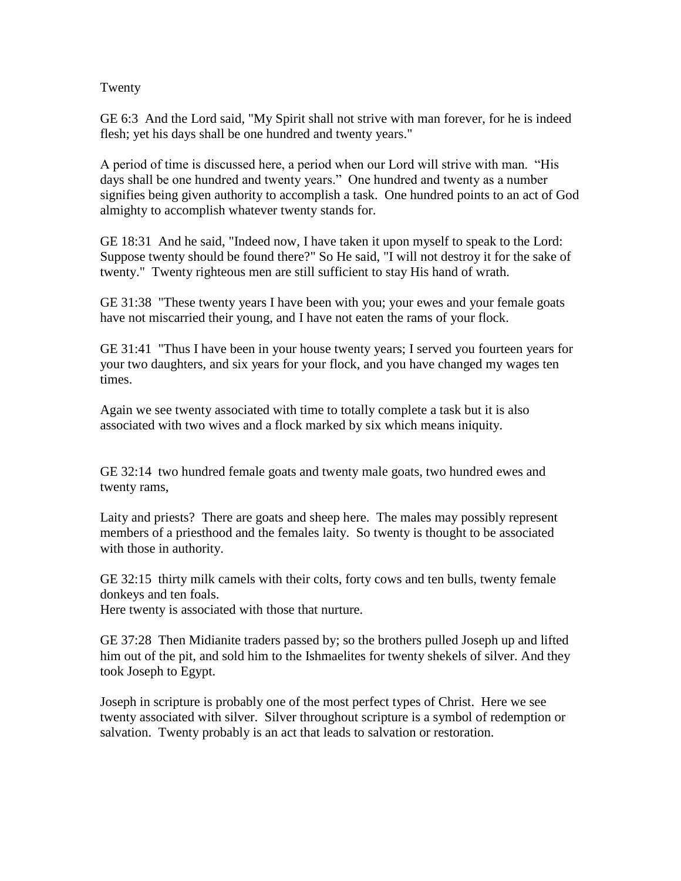# Twenty

GE 6:3 And the Lord said, "My Spirit shall not strive with man forever, for he is indeed flesh; yet his days shall be one hundred and twenty years."

A period of time is discussed here, a period when our Lord will strive with man. "His days shall be one hundred and twenty years." One hundred and twenty as a number signifies being given authority to accomplish a task. One hundred points to an act of God almighty to accomplish whatever twenty stands for.

GE 18:31 And he said, "Indeed now, I have taken it upon myself to speak to the Lord: Suppose twenty should be found there?" So He said, "I will not destroy it for the sake of twenty." Twenty righteous men are still sufficient to stay His hand of wrath.

GE 31:38 "These twenty years I have been with you; your ewes and your female goats have not miscarried their young, and I have not eaten the rams of your flock.

GE 31:41 "Thus I have been in your house twenty years; I served you fourteen years for your two daughters, and six years for your flock, and you have changed my wages ten times.

Again we see twenty associated with time to totally complete a task but it is also associated with two wives and a flock marked by six which means iniquity.

GE 32:14 two hundred female goats and twenty male goats, two hundred ewes and twenty rams,

Laity and priests? There are goats and sheep here. The males may possibly represent members of a priesthood and the females laity. So twenty is thought to be associated with those in authority.

GE 32:15 thirty milk camels with their colts, forty cows and ten bulls, twenty female donkeys and ten foals.
Here twenty is associated with those that nurture.

GE 37:28 Then Midianite traders passed by; so the brothers pulled Joseph up and lifted him out of the pit, and sold him to the Ishmaelites for twenty shekels of silver. And they took Joseph to Egypt.

Joseph in scripture is probably one of the most perfect types of Christ. Here we see twenty associated with silver. Silver throughout scripture is a symbol of redemption or salvation. Twenty probably is an act that leads to salvation or restoration.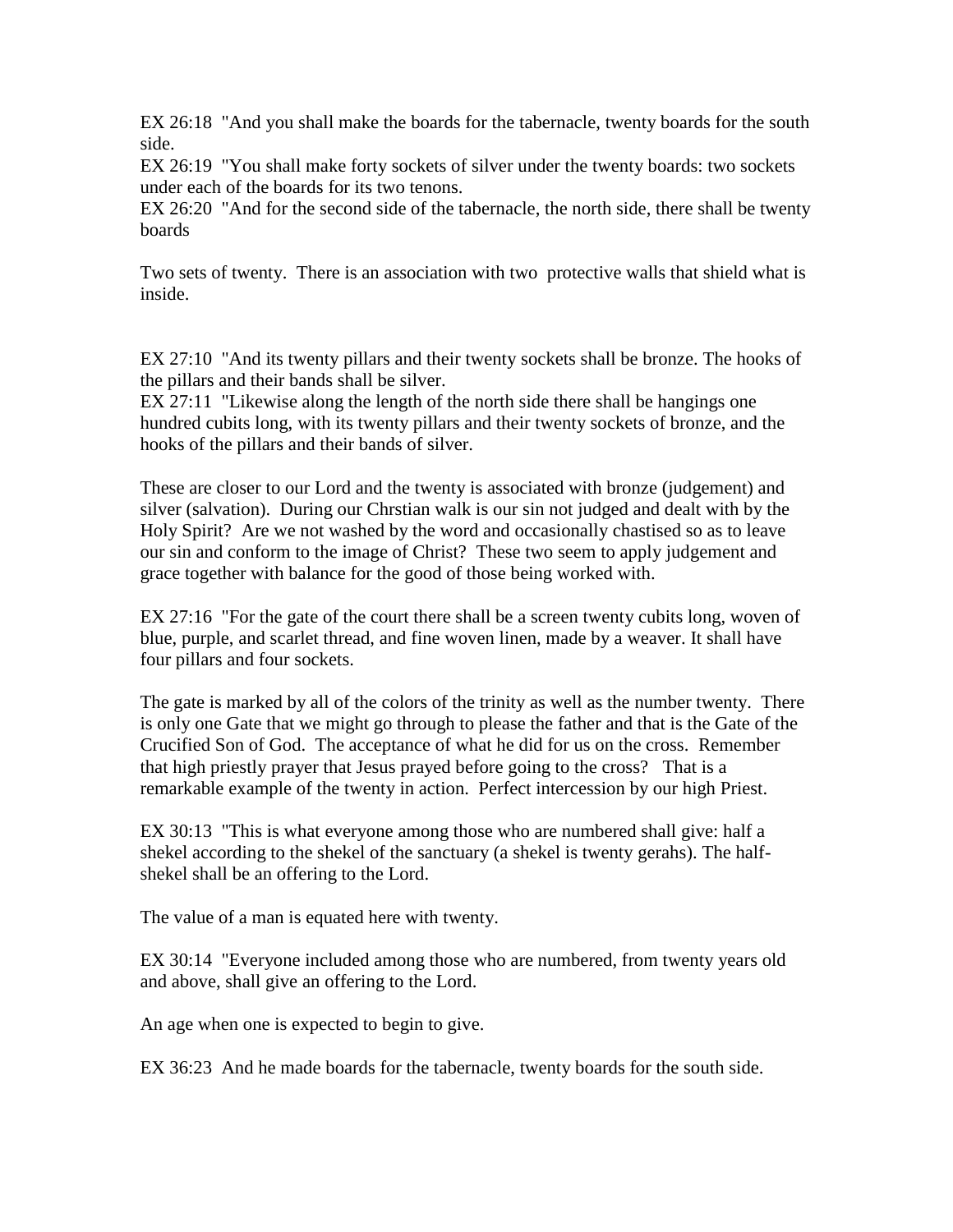EX 26:18 "And you shall make the boards for the tabernacle, twenty boards for the south side.
EX 26:19 "You shall make forty sockets of silver under the twenty boards: two sockets under each of the boards for its two tenons.
EX 26:20 "And for the second side of the tabernacle, the north side, there shall be twenty boards

Two sets of twenty. There is an association with two protective walls that shield what is inside.

EX 27:10 "And its twenty pillars and their twenty sockets shall be bronze. The hooks of the pillars and their bands shall be silver.
EX 27:11 "Likewise along the length of the north side there shall be hangings one hundred cubits long, with its twenty pillars and their twenty sockets of bronze, and the hooks of the pillars and their bands of silver.

These are closer to our Lord and the twenty is associated with bronze (judgement) and silver (salvation). During our Chrstian walk is our sin not judged and dealt with by the Holy Spirit? Are we not washed by the word and occasionally chastised so as to leave our sin and conform to the image of Christ? These two seem to apply judgement and grace together with balance for the good of those being worked with.

EX 27:16 "For the gate of the court there shall be a screen twenty cubits long, woven of blue, purple, and scarlet thread, and fine woven linen, made by a weaver. It shall have four pillars and four sockets.

The gate is marked by all of the colors of the trinity as well as the number twenty. There is only one Gate that we might go through to please the father and that is the Gate of the Crucified Son of God. The acceptance of what he did for us on the cross. Remember that high priestly prayer that Jesus prayed before going to the cross? That is a remarkable example of the twenty in action. Perfect intercession by our high Priest.

EX 30:13 "This is what everyone among those who are numbered shall give: half a shekel according to the shekel of the sanctuary (a shekel is twenty gerahs). The half-shekel shall be an offering to the Lord.

The value of a man is equated here with twenty.

EX 30:14 "Everyone included among those who are numbered, from twenty years old and above, shall give an offering to the Lord.

An age when one is expected to begin to give.

EX 36:23 And he made boards for the tabernacle, twenty boards for the south side.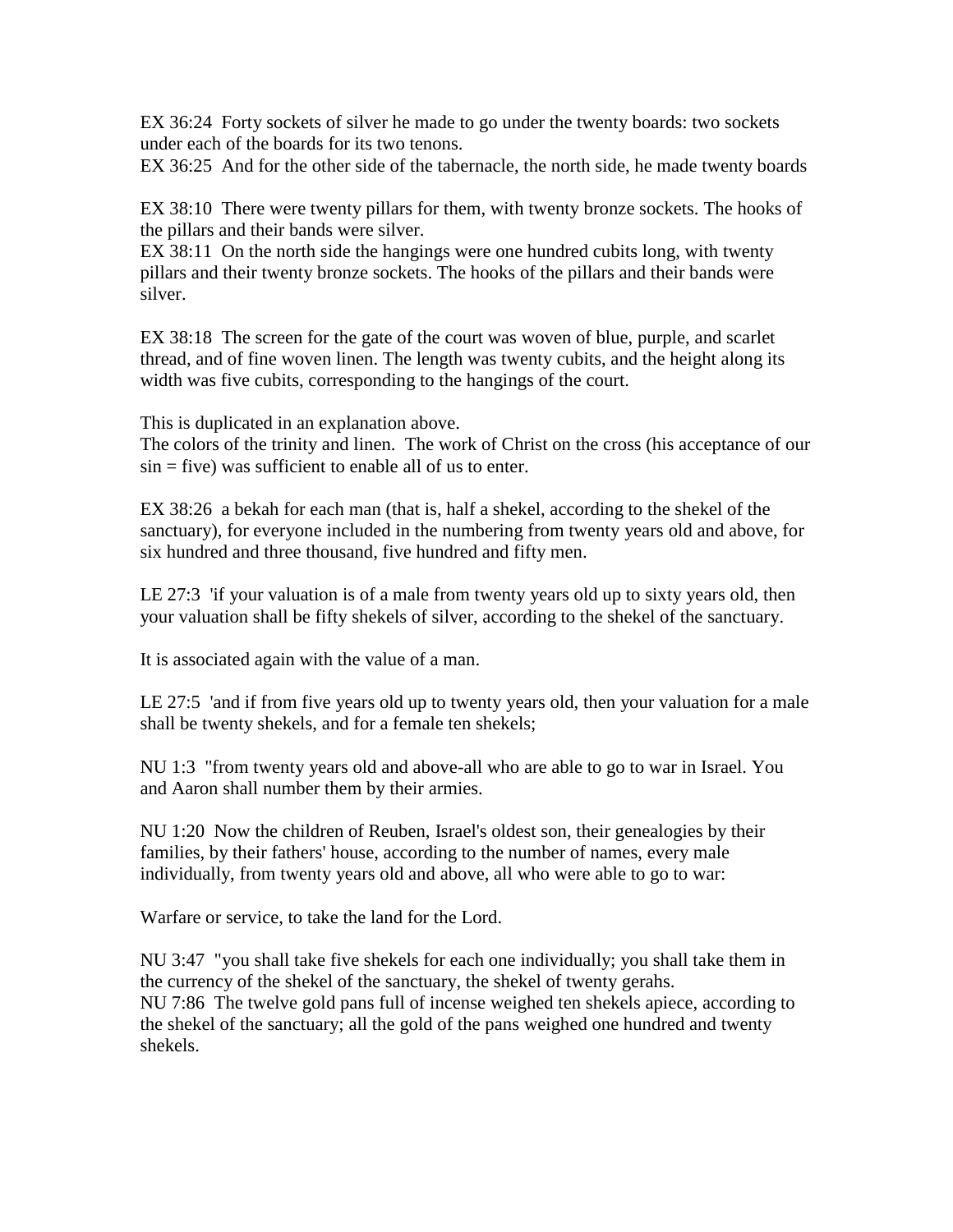EX 36:24  Forty sockets of silver he made to go under the twenty boards: two sockets under each of the boards for its two tenons.
EX 36:25  And for the other side of the tabernacle, the north side, he made twenty boards

EX 38:10  There were twenty pillars for them, with twenty bronze sockets. The hooks of the pillars and their bands were silver.
EX 38:11  On the north side the hangings were one hundred cubits long, with twenty pillars and their twenty bronze sockets. The hooks of the pillars and their bands were silver.

EX 38:18  The screen for the gate of the court was woven of blue, purple, and scarlet thread, and of fine woven linen. The length was twenty cubits, and the height along its width was five cubits, corresponding to the hangings of the court.

This is duplicated in an explanation above.
The colors of the trinity and linen.  The work of Christ on the cross (his acceptance of our sin = five) was sufficient to enable all of us to enter.

EX 38:26  a bekah for each man (that is, half a shekel, according to the shekel of the sanctuary), for everyone included in the numbering from twenty years old and above, for six hundred and three thousand, five hundred and fifty men.

LE 27:3  'if your valuation is of a male from twenty years old up to sixty years old, then your valuation shall be fifty shekels of silver, according to the shekel of the sanctuary.

It is associated again with the value of a man.

LE 27:5  'and if from five years old up to twenty years old, then your valuation for a male shall be twenty shekels, and for a female ten shekels;

NU 1:3  "from twenty years old and above-all who are able to go to war in Israel. You and Aaron shall number them by their armies.

NU 1:20  Now the children of Reuben, Israel's oldest son, their genealogies by their families, by their fathers' house, according to the number of names, every male individually, from twenty years old and above, all who were able to go to war:

Warfare or service, to take the land for the Lord.

NU 3:47  "you shall take five shekels for each one individually; you shall take them in the currency of the shekel of the sanctuary, the shekel of twenty gerahs.
NU 7:86  The twelve gold pans full of incense weighed ten shekels apiece, according to the shekel of the sanctuary; all the gold of the pans weighed one hundred and twenty shekels.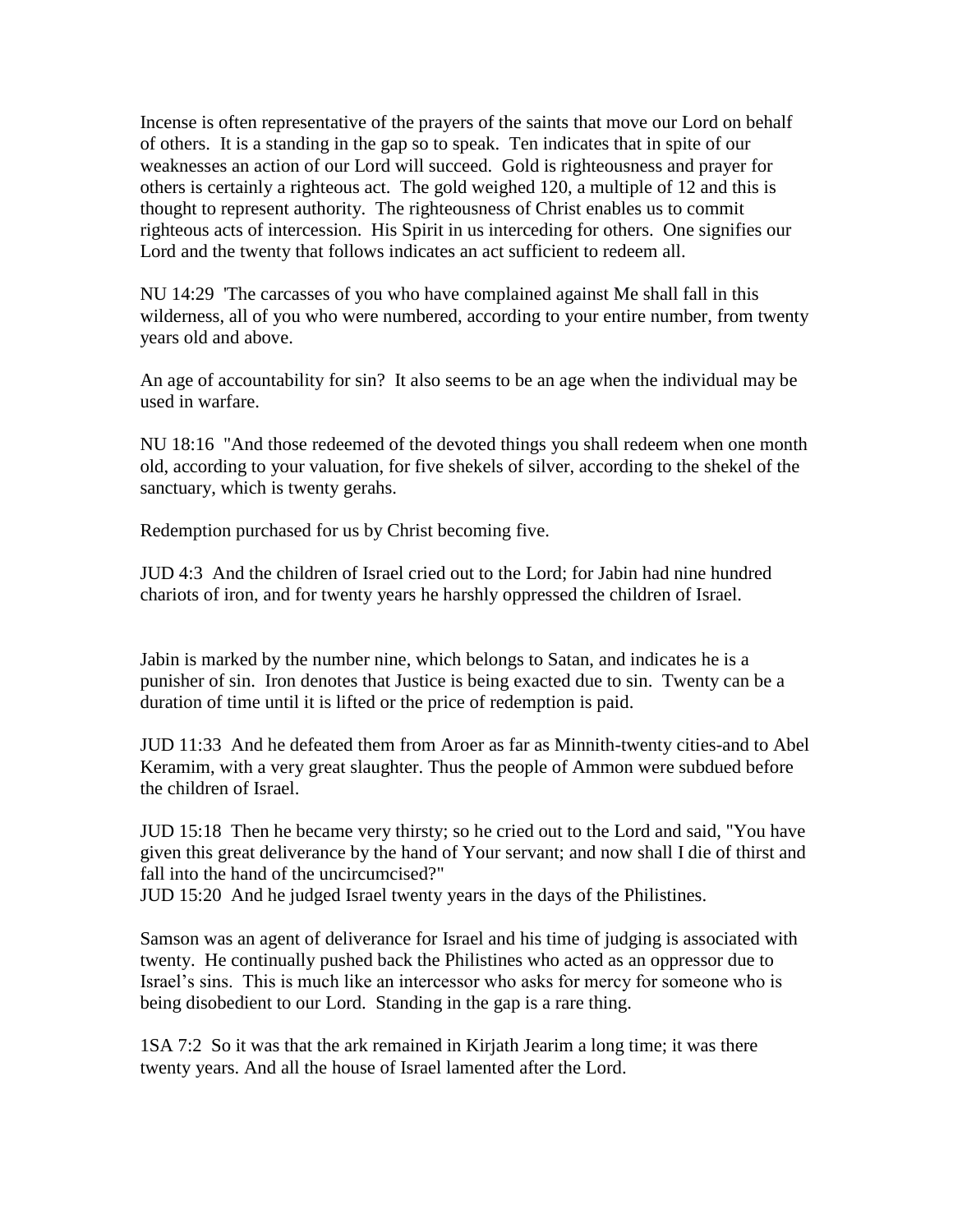Incense is often representative of the prayers of the saints that move our Lord on behalf of others. It is a standing in the gap so to speak. Ten indicates that in spite of our weaknesses an action of our Lord will succeed. Gold is righteousness and prayer for others is certainly a righteous act. The gold weighed 120, a multiple of 12 and this is thought to represent authority. The righteousness of Christ enables us to commit righteous acts of intercession. His Spirit in us interceding for others. One signifies our Lord and the twenty that follows indicates an act sufficient to redeem all.

NU 14:29 'The carcasses of you who have complained against Me shall fall in this wilderness, all of you who were numbered, according to your entire number, from twenty years old and above.

An age of accountability for sin? It also seems to be an age when the individual may be used in warfare.

NU 18:16 "And those redeemed of the devoted things you shall redeem when one month old, according to your valuation, for five shekels of silver, according to the shekel of the sanctuary, which is twenty gerahs.

Redemption purchased for us by Christ becoming five.

JUD 4:3 And the children of Israel cried out to the Lord; for Jabin had nine hundred chariots of iron, and for twenty years he harshly oppressed the children of Israel.

Jabin is marked by the number nine, which belongs to Satan, and indicates he is a punisher of sin. Iron denotes that Justice is being exacted due to sin. Twenty can be a duration of time until it is lifted or the price of redemption is paid.

JUD 11:33 And he defeated them from Aroer as far as Minnith-twenty cities-and to Abel Keramim, with a very great slaughter. Thus the people of Ammon were subdued before the children of Israel.

JUD 15:18 Then he became very thirsty; so he cried out to the Lord and said, "You have given this great deliverance by the hand of Your servant; and now shall I die of thirst and fall into the hand of the uncircumcised?"
JUD 15:20 And he judged Israel twenty years in the days of the Philistines.

Samson was an agent of deliverance for Israel and his time of judging is associated with twenty. He continually pushed back the Philistines who acted as an oppressor due to Israel's sins. This is much like an intercessor who asks for mercy for someone who is being disobedient to our Lord. Standing in the gap is a rare thing.

1SA 7:2 So it was that the ark remained in Kirjath Jearim a long time; it was there twenty years. And all the house of Israel lamented after the Lord.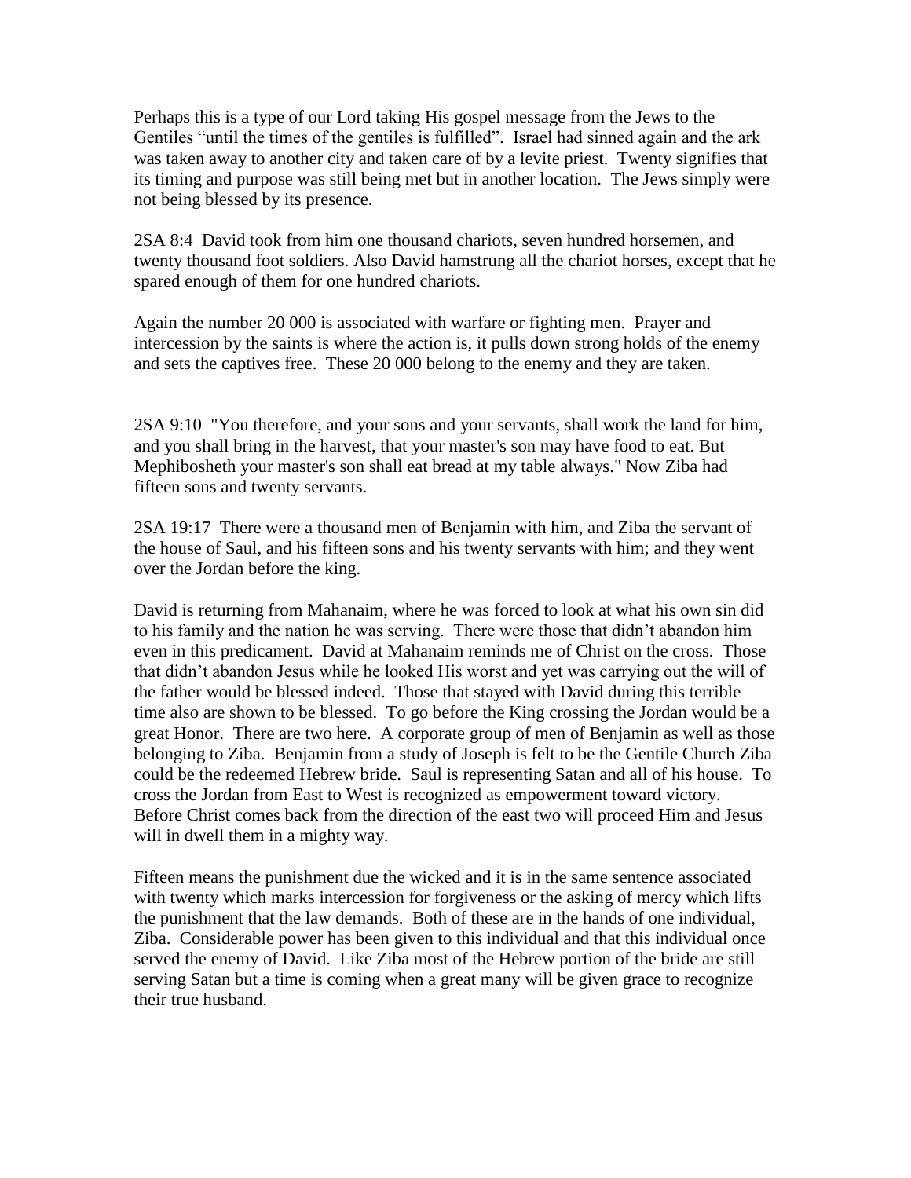Perhaps this is a type of our Lord taking His gospel message from the Jews to the Gentiles "until the times of the gentiles is fulfilled". Israel had sinned again and the ark was taken away to another city and taken care of by a levite priest. Twenty signifies that its timing and purpose was still being met but in another location. The Jews simply were not being blessed by its presence.

2SA 8:4 David took from him one thousand chariots, seven hundred horsemen, and twenty thousand foot soldiers. Also David hamstrung all the chariot horses, except that he spared enough of them for one hundred chariots.

Again the number 20 000 is associated with warfare or fighting men. Prayer and intercession by the saints is where the action is, it pulls down strong holds of the enemy and sets the captives free. These 20 000 belong to the enemy and they are taken.

2SA 9:10 "You therefore, and your sons and your servants, shall work the land for him, and you shall bring in the harvest, that your master's son may have food to eat. But Mephibosheth your master's son shall eat bread at my table always." Now Ziba had fifteen sons and twenty servants.

2SA 19:17 There were a thousand men of Benjamin with him, and Ziba the servant of the house of Saul, and his fifteen sons and his twenty servants with him; and they went over the Jordan before the king.

David is returning from Mahanaim, where he was forced to look at what his own sin did to his family and the nation he was serving. There were those that didn't abandon him even in this predicament. David at Mahanaim reminds me of Christ on the cross. Those that didn't abandon Jesus while he looked His worst and yet was carrying out the will of the father would be blessed indeed. Those that stayed with David during this terrible time also are shown to be blessed. To go before the King crossing the Jordan would be a great Honor. There are two here. A corporate group of men of Benjamin as well as those belonging to Ziba. Benjamin from a study of Joseph is felt to be the Gentile Church Ziba could be the redeemed Hebrew bride. Saul is representing Satan and all of his house. To cross the Jordan from East to West is recognized as empowerment toward victory. Before Christ comes back from the direction of the east two will proceed Him and Jesus will in dwell them in a mighty way.

Fifteen means the punishment due the wicked and it is in the same sentence associated with twenty which marks intercession for forgiveness or the asking of mercy which lifts the punishment that the law demands. Both of these are in the hands of one individual, Ziba. Considerable power has been given to this individual and that this individual once served the enemy of David. Like Ziba most of the Hebrew portion of the bride are still serving Satan but a time is coming when a great many will be given grace to recognize their true husband.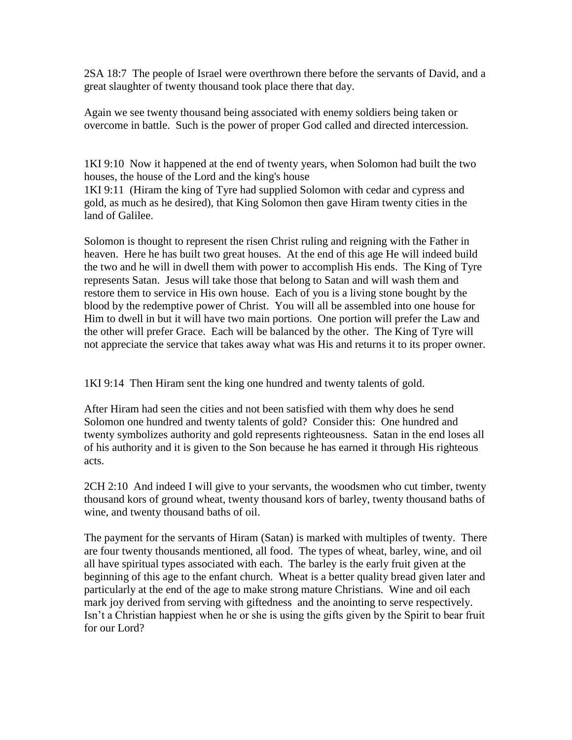2SA 18:7 The people of Israel were overthrown there before the servants of David, and a great slaughter of twenty thousand took place there that day.

Again we see twenty thousand being associated with enemy soldiers being taken or overcome in battle. Such is the power of proper God called and directed intercession.

1KI 9:10 Now it happened at the end of twenty years, when Solomon had built the two houses, the house of the Lord and the king's house
1KI 9:11 (Hiram the king of Tyre had supplied Solomon with cedar and cypress and gold, as much as he desired), that King Solomon then gave Hiram twenty cities in the land of Galilee.

Solomon is thought to represent the risen Christ ruling and reigning with the Father in heaven. Here he has built two great houses. At the end of this age He will indeed build the two and he will in dwell them with power to accomplish His ends. The King of Tyre represents Satan. Jesus will take those that belong to Satan and will wash them and restore them to service in His own house. Each of you is a living stone bought by the blood by the redemptive power of Christ. You will all be assembled into one house for Him to dwell in but it will have two main portions. One portion will prefer the Law and the other will prefer Grace. Each will be balanced by the other. The King of Tyre will not appreciate the service that takes away what was His and returns it to its proper owner.

1KI 9:14 Then Hiram sent the king one hundred and twenty talents of gold.

After Hiram had seen the cities and not been satisfied with them why does he send Solomon one hundred and twenty talents of gold? Consider this: One hundred and twenty symbolizes authority and gold represents righteousness. Satan in the end loses all of his authority and it is given to the Son because he has earned it through His righteous acts.

2CH 2:10 And indeed I will give to your servants, the woodsmen who cut timber, twenty thousand kors of ground wheat, twenty thousand kors of barley, twenty thousand baths of wine, and twenty thousand baths of oil.

The payment for the servants of Hiram (Satan) is marked with multiples of twenty. There are four twenty thousands mentioned, all food. The types of wheat, barley, wine, and oil all have spiritual types associated with each. The barley is the early fruit given at the beginning of this age to the enfant church. Wheat is a better quality bread given later and particularly at the end of the age to make strong mature Christians. Wine and oil each mark joy derived from serving with giftedness and the anointing to serve respectively. Isn't a Christian happiest when he or she is using the gifts given by the Spirit to bear fruit for our Lord?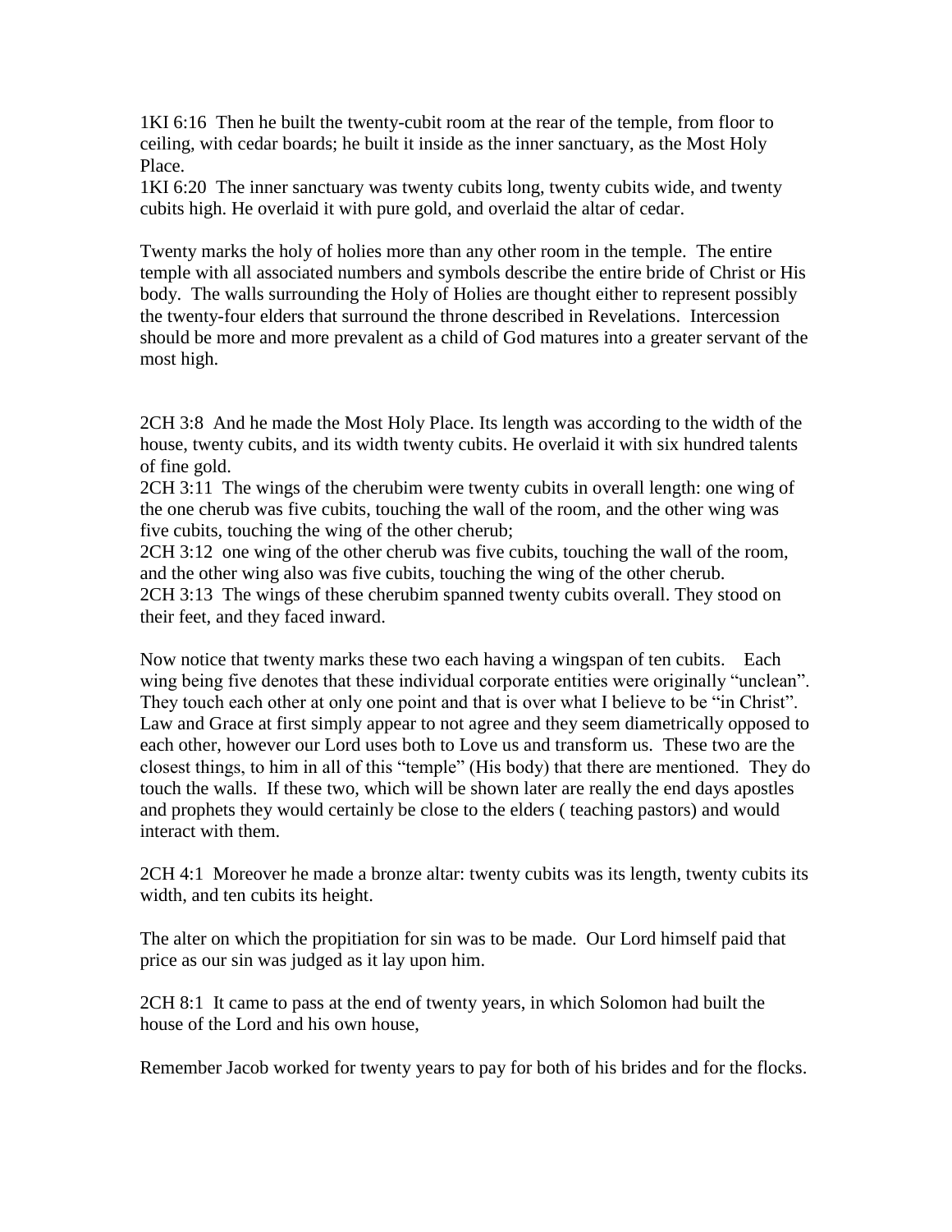1KI 6:16 Then he built the twenty-cubit room at the rear of the temple, from floor to ceiling, with cedar boards; he built it inside as the inner sanctuary, as the Most Holy Place.
1KI 6:20 The inner sanctuary was twenty cubits long, twenty cubits wide, and twenty cubits high. He overlaid it with pure gold, and overlaid the altar of cedar.

Twenty marks the holy of holies more than any other room in the temple. The entire temple with all associated numbers and symbols describe the entire bride of Christ or His body. The walls surrounding the Holy of Holies are thought either to represent possibly the twenty-four elders that surround the throne described in Revelations. Intercession should be more and more prevalent as a child of God matures into a greater servant of the most high.

2CH 3:8 And he made the Most Holy Place. Its length was according to the width of the house, twenty cubits, and its width twenty cubits. He overlaid it with six hundred talents of fine gold.
2CH 3:11 The wings of the cherubim were twenty cubits in overall length: one wing of the one cherub was five cubits, touching the wall of the room, and the other wing was five cubits, touching the wing of the other cherub;
2CH 3:12 one wing of the other cherub was five cubits, touching the wall of the room, and the other wing also was five cubits, touching the wing of the other cherub.
2CH 3:13 The wings of these cherubim spanned twenty cubits overall. They stood on their feet, and they faced inward.

Now notice that twenty marks these two each having a wingspan of ten cubits. Each wing being five denotes that these individual corporate entities were originally "unclean". They touch each other at only one point and that is over what I believe to be "in Christ". Law and Grace at first simply appear to not agree and they seem diametrically opposed to each other, however our Lord uses both to Love us and transform us. These two are the closest things, to him in all of this "temple" (His body) that there are mentioned. They do touch the walls. If these two, which will be shown later are really the end days apostles and prophets they would certainly be close to the elders ( teaching pastors) and would interact with them.

2CH 4:1 Moreover he made a bronze altar: twenty cubits was its length, twenty cubits its width, and ten cubits its height.

The alter on which the propitiation for sin was to be made. Our Lord himself paid that price as our sin was judged as it lay upon him.

2CH 8:1 It came to pass at the end of twenty years, in which Solomon had built the house of the Lord and his own house,

Remember Jacob worked for twenty years to pay for both of his brides and for the flocks.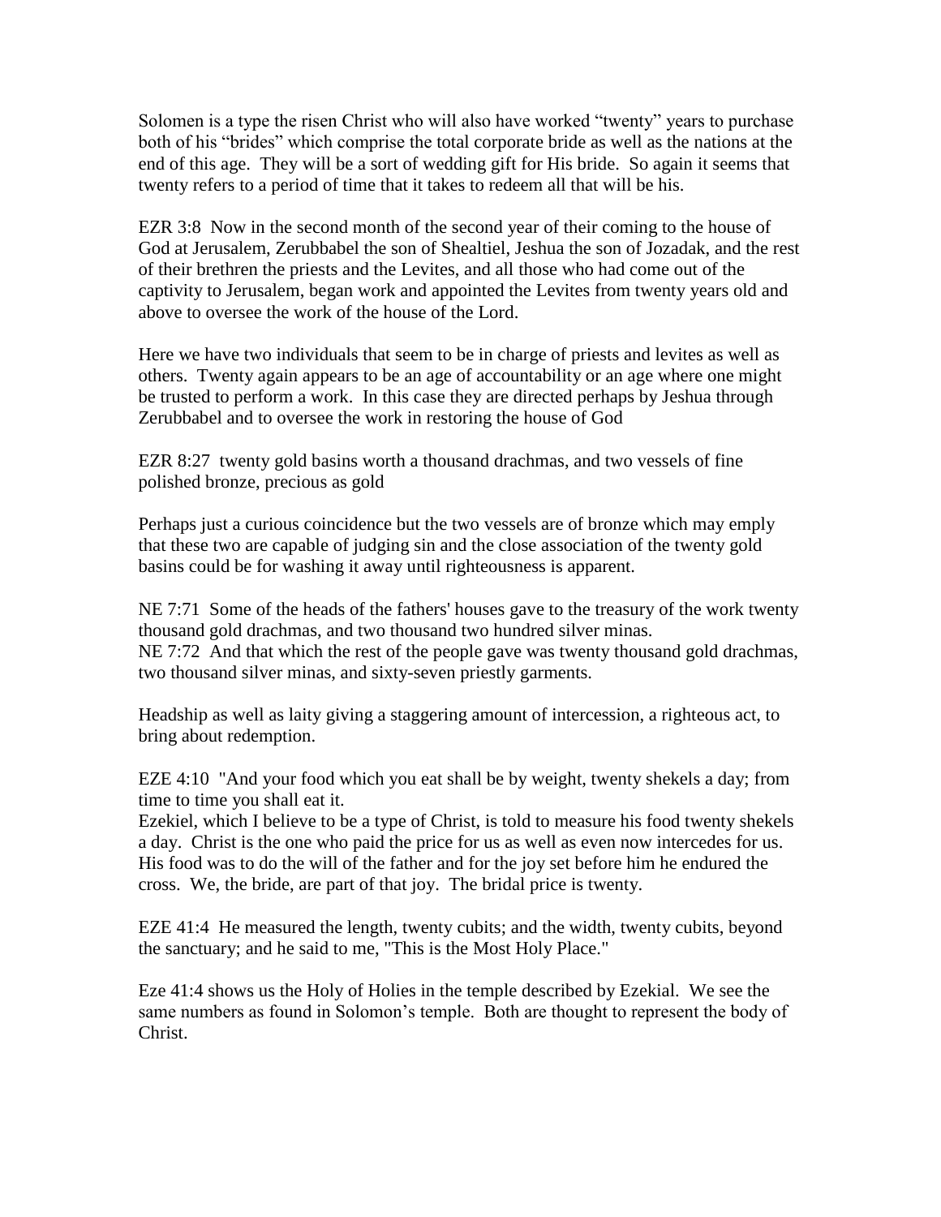Solomen is a type the risen Christ who will also have worked "twenty" years to purchase both of his "brides" which comprise the total corporate bride as well as the nations at the end of this age. They will be a sort of wedding gift for His bride. So again it seems that twenty refers to a period of time that it takes to redeem all that will be his.

EZR 3:8 Now in the second month of the second year of their coming to the house of God at Jerusalem, Zerubbabel the son of Shealtiel, Jeshua the son of Jozadak, and the rest of their brethren the priests and the Levites, and all those who had come out of the captivity to Jerusalem, began work and appointed the Levites from twenty years old and above to oversee the work of the house of the Lord.

Here we have two individuals that seem to be in charge of priests and levites as well as others. Twenty again appears to be an age of accountability or an age where one might be trusted to perform a work. In this case they are directed perhaps by Jeshua through Zerubbabel and to oversee the work in restoring the house of God

EZR 8:27 twenty gold basins worth a thousand drachmas, and two vessels of fine polished bronze, precious as gold

Perhaps just a curious coincidence but the two vessels are of bronze which may emply that these two are capable of judging sin and the close association of the twenty gold basins could be for washing it away until righteousness is apparent.

NE 7:71 Some of the heads of the fathers' houses gave to the treasury of the work twenty thousand gold drachmas, and two thousand two hundred silver minas.
NE 7:72 And that which the rest of the people gave was twenty thousand gold drachmas, two thousand silver minas, and sixty-seven priestly garments.

Headship as well as laity giving a staggering amount of intercession, a righteous act, to bring about redemption.

EZE 4:10 "And your food which you eat shall be by weight, twenty shekels a day; from time to time you shall eat it.
Ezekiel, which I believe to be a type of Christ, is told to measure his food twenty shekels a day. Christ is the one who paid the price for us as well as even now intercedes for us. His food was to do the will of the father and for the joy set before him he endured the cross. We, the bride, are part of that joy. The bridal price is twenty.

EZE 41:4 He measured the length, twenty cubits; and the width, twenty cubits, beyond the sanctuary; and he said to me, "This is the Most Holy Place."

Eze 41:4 shows us the Holy of Holies in the temple described by Ezekial. We see the same numbers as found in Solomon's temple. Both are thought to represent the body of Christ.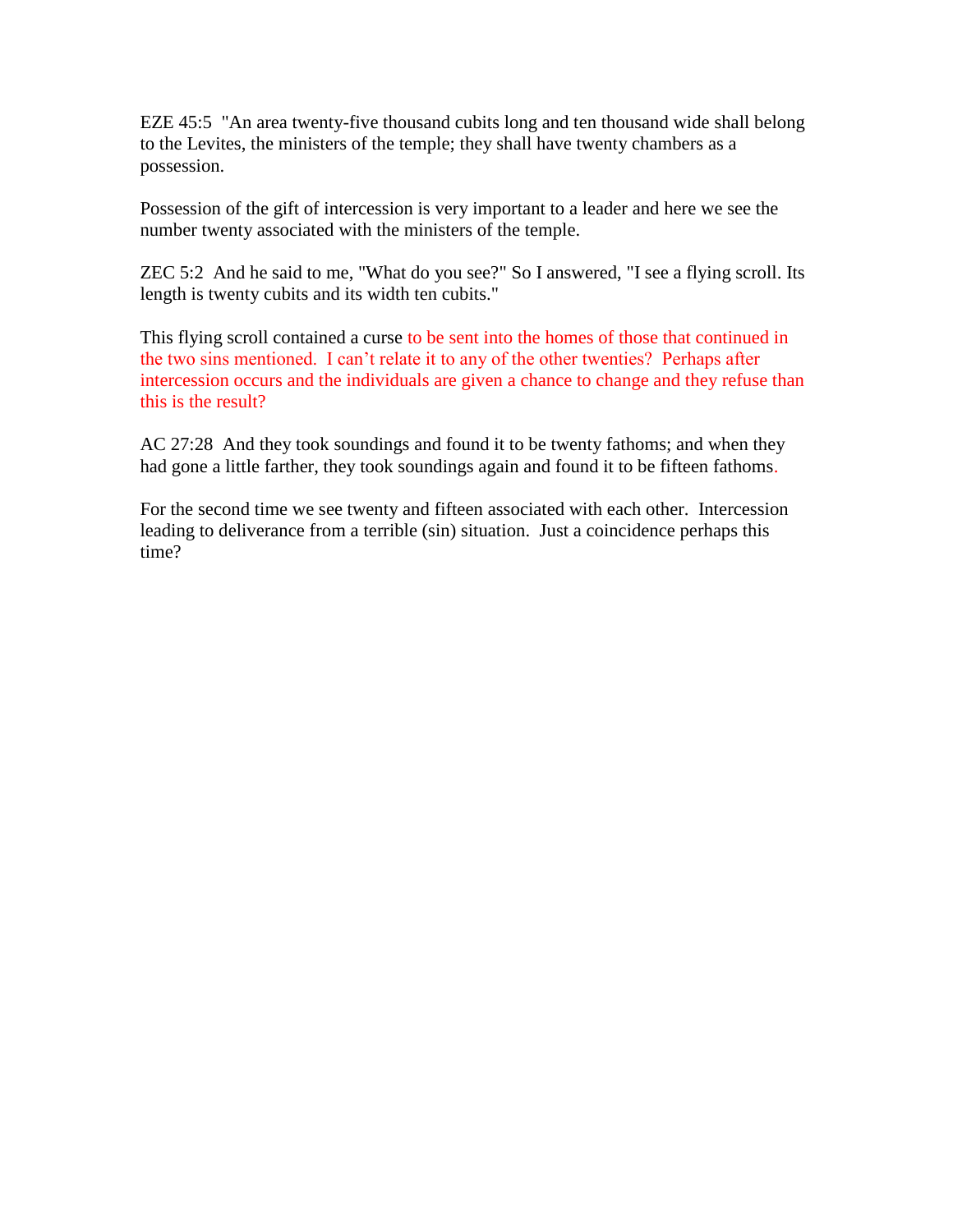EZE 45:5  "An area twenty-five thousand cubits long and ten thousand wide shall belong to the Levites, the ministers of the temple; they shall have twenty chambers as a possession.

Possession of the gift of intercession is very important to a leader and here we see the number twenty associated with the ministers of the temple.

ZEC 5:2  And he said to me, "What do you see?" So I answered, "I see a flying scroll. Its length is twenty cubits and its width ten cubits."

This flying scroll contained a curse to be sent into the homes of those that continued in the two sins mentioned.  I can't relate it to any of the other twenties?  Perhaps after intercession occurs and the individuals are given a chance to change and they refuse than this is the result?

AC 27:28  And they took soundings and found it to be twenty fathoms; and when they had gone a little farther, they took soundings again and found it to be fifteen fathoms.

For the second time we see twenty and fifteen associated with each other.  Intercession leading to deliverance from a terrible (sin) situation.  Just a coincidence perhaps this time?